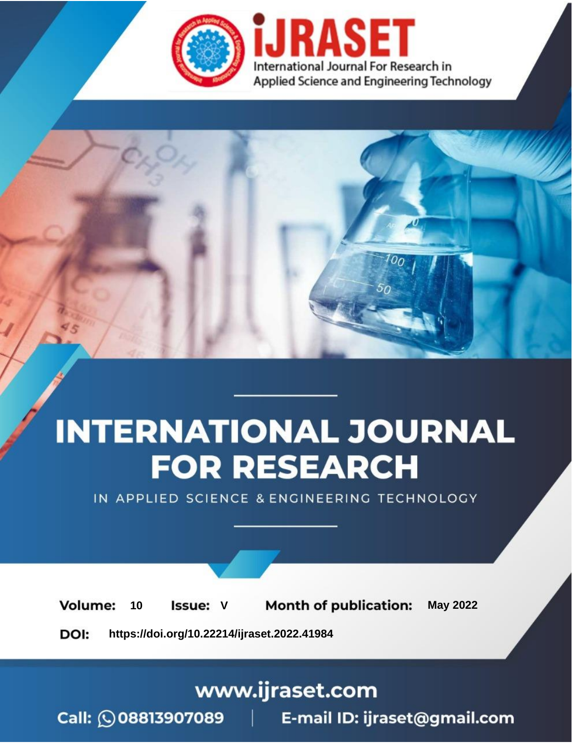iJRASET

International Journal For Research in Applied Science and Engineering Technology

# INTERNATIONAL JOURNAL FOR RESEARCH

IN APPLIED SCIENCE & ENGINEERING TECHNOLOGY

**Volume:** 10 **Issue:** V **Month of publication:** May 2022

**DOI:** https://doi.org/10.22214/ijraset.2022.41984

www.ijraset.com

Call: 08813907089 | E-mail ID: ijraset@gmail.com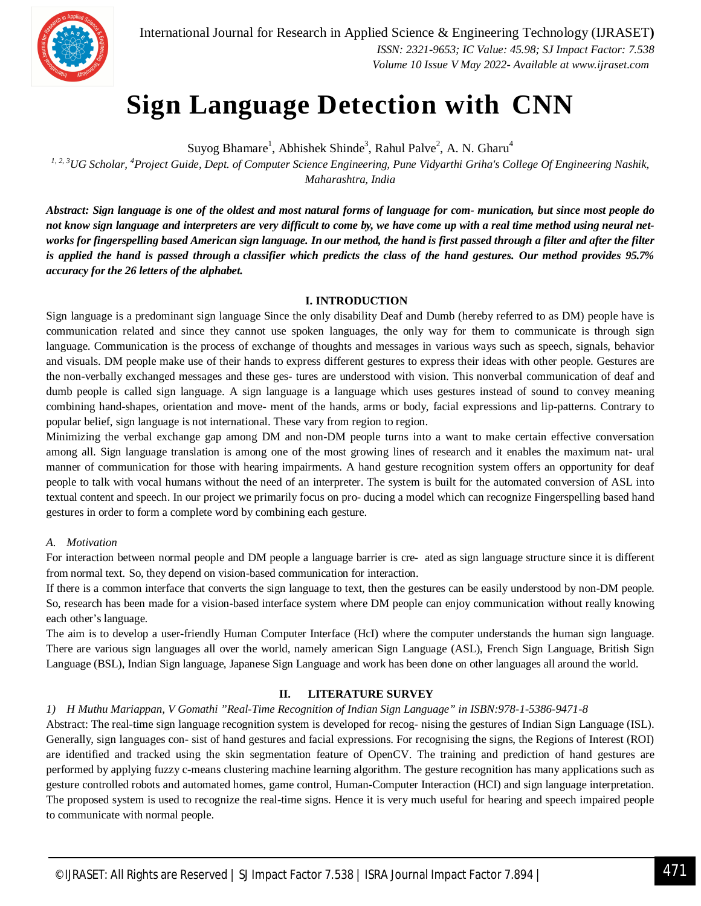# Sign Language Detection with CNN

Suyog Bhamare[1], Abhishek Shinde[3], Rahul Palve[2], A. N. Gharu[4]

*[1, 2, 3]UG Scholar, [4]Project Guide, Dept. of Computer Science Engineering, Pune Vidyarthi Griha's College Of Engineering Nashik, Maharashtra, India*

***Abstract:** Sign language is one of the oldest and most natural forms of language for com- munication, but since most people do not know sign language and interpreters are very difficult to come by, we have come up with a real time method using neural net- works for fingerspelling based American sign language. In our method, the hand is first passed through a filter and after the filter is applied the hand is passed through a classifier which predicts the class of the hand gestures. Our method provides 95.7% accuracy for the 26 letters of the alphabet.*

## I. INTRODUCTION

Sign language is a predominant sign language Since the only disability Deaf and Dumb (hereby referred to as DM) people have is communication related and since they cannot use spoken languages, the only way for them to communicate is through sign language. Communication is the process of exchange of thoughts and messages in various ways such as speech, signals, behavior and visuals. DM people make use of their hands to express different gestures to express their ideas with other people. Gestures are the non-verbally exchanged messages and these ges- tures are understood with vision. This nonverbal communication of deaf and dumb people is called sign language. A sign language is a language which uses gestures instead of sound to convey meaning combining hand-shapes, orientation and move- ment of the hands, arms or body, facial expressions and lip-patterns. Contrary to popular belief, sign language is not international. These vary from region to region.

Minimizing the verbal exchange gap among DM and non-DM people turns into a want to make certain effective conversation among all. Sign language translation is among one of the most growing lines of research and it enables the maximum nat- ural manner of communication for those with hearing impairments. A hand gesture recognition system offers an opportunity for deaf people to talk with vocal humans without the need of an interpreter. The system is built for the automated conversion of ASL into textual content and speech. In our project we primarily focus on pro- ducing a model which can recognize Fingerspelling based hand gestures in order to form a complete word by combining each gesture.

### *A. Motivation*

For interaction between normal people and DM people a language barrier is cre- ated as sign language structure since it is different from normal text. So, they depend on vision-based communication for interaction.

If there is a common interface that converts the sign language to text, then the gestures can be easily understood by non-DM people. So, research has been made for a vision-based interface system where DM people can enjoy communication without really knowing each other's language.

The aim is to develop a user-friendly Human Computer Interface (HcI) where the computer understands the human sign language. There are various sign languages all over the world, namely american Sign Language (ASL), French Sign Language, British Sign Language (BSL), Indian Sign language, Japanese Sign Language and work has been done on other languages all around the world.

## II. LITERATURE SURVEY

*1) H Muthu Mariappan, V Gomathi "Real-Time Recognition of Indian Sign Language" in ISBN:978-1-5386-9471-8*

Abstract: The real-time sign language recognition system is developed for recog- nising the gestures of Indian Sign Language (ISL). Generally, sign languages con- sist of hand gestures and facial expressions. For recognising the signs, the Regions of Interest (ROI) are identified and tracked using the skin segmentation feature of OpenCV. The training and prediction of hand gestures are performed by applying fuzzy c-means clustering machine learning algorithm. The gesture recognition has many applications such as gesture controlled robots and automated homes, game control, Human-Computer Interaction (HCI) and sign language interpretation. The proposed system is used to recognize the real-time signs. Hence it is very much useful for hearing and speech impaired people to communicate with normal people.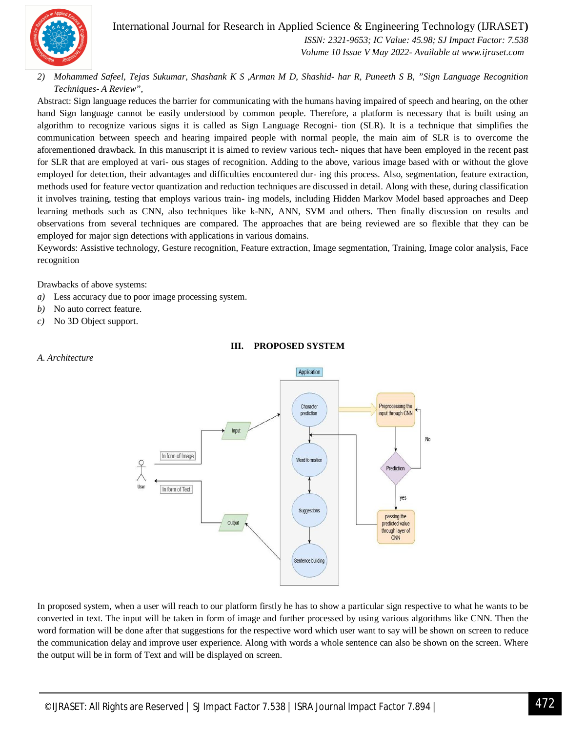2) *Mohammed Safeel, Tejas Sukumar, Shashank K S ,Arman M D, Shashid- har R, Puneeth S B, "Sign Language Recognition Techniques- A Review",*

Abstract: Sign language reduces the barrier for communicating with the humans having impaired of speech and hearing, on the other hand Sign language cannot be easily understood by common people. Therefore, a platform is necessary that is built using an algorithm to recognize various signs it is called as Sign Language Recogni- tion (SLR). It is a technique that simplifies the communication between speech and hearing impaired people with normal people, the main aim of SLR is to overcome the aforementioned drawback. In this manuscript it is aimed to review various tech- niques that have been employed in the recent past for SLR that are employed at vari- ous stages of recognition. Adding to the above, various image based with or without the glove employed for detection, their advantages and difficulties encountered dur- ing this process. Also, segmentation, feature extraction, methods used for feature vector quantization and reduction techniques are discussed in detail. Along with these, during classification it involves training, testing that employs various train- ing models, including Hidden Markov Model based approaches and Deep learning methods such as CNN, also techniques like k-NN, ANN, SVM and others. Then finally discussion on results and observations from several techniques are compared. The approaches that are being reviewed are so flexible that they can be employed for major sign detections with applications in various domains.

Keywords: Assistive technology, Gesture recognition, Feature extraction, Image segmentation, Training, Image color analysis, Face recognition

Drawbacks of above systems:

a) Less accuracy due to poor image processing system.
b) No auto correct feature.
c) No 3D Object support.

## III. PROPOSED SYSTEM

### *A. Architecture*

In proposed system, when a user will reach to our platform firstly he has to show a particular sign respective to what he wants to be converted in text. The input will be taken in form of image and further processed by using various algorithms like CNN. Then the word formation will be done after that suggestions for the respective word which user want to say will be shown on screen to reduce the communication delay and improve user experience. Along with words a whole sentence can also be shown on the screen. Where the output will be in form of Text and will be displayed on screen.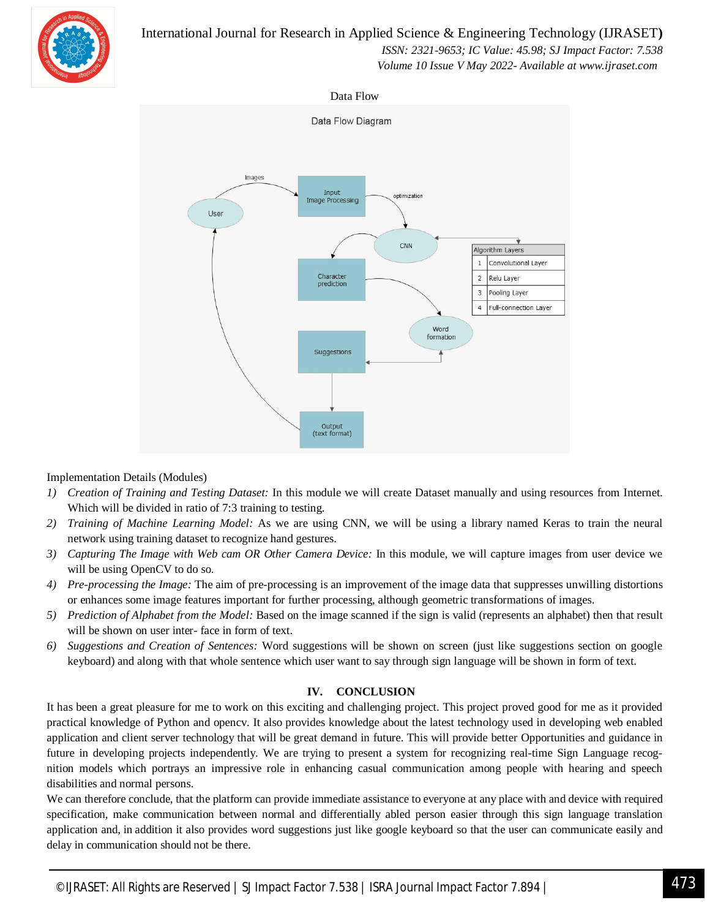Data Flow

Data Flow Diagram

| Algorithm Layers | |
|---|---|
| 1 | Convolutional Layer |
| 2 | Relu Layer |
| 3 | Pooling Layer |
| 4 | Full-connection Layer |

Implementation Details (Modules)

1) *Creation of Training and Testing Dataset:* In this module we will create Dataset manually and using resources from Internet. Which will be divided in ratio of 7:3 training to testing.
2) *Training of Machine Learning Model:* As we are using CNN, we will be using a library named Keras to train the neural network using training dataset to recognize hand gestures.
3) *Capturing The Image with Web cam OR Other Camera Device:* In this module, we will capture images from user device we will be using OpenCV to do so.
4) *Pre-processing the Image:* The aim of pre-processing is an improvement of the image data that suppresses unwilling distortions or enhances some image features important for further processing, although geometric transformations of images.
5) *Prediction of Alphabet from the Model:* Based on the image scanned if the sign is valid (represents an alphabet) then that result will be shown on user inter- face in form of text.
6) *Suggestions and Creation of Sentences:* Word suggestions will be shown on screen (just like suggestions section on google keyboard) and along with that whole sentence which user want to say through sign language will be shown in form of text.

## IV. CONCLUSION

It has been a great pleasure for me to work on this exciting and challenging project. This project proved good for me as it provided practical knowledge of Python and opencv. It also provides knowledge about the latest technology used in developing web enabled application and client server technology that will be great demand in future. This will provide better Opportunities and guidance in future in developing projects independently. We are trying to present a system for recognizing real-time Sign Language recog- nition models which portrays an impressive role in enhancing casual communication among people with hearing and speech disabilities and normal persons.

We can therefore conclude, that the platform can provide immediate assistance to everyone at any place with and device with required specification, make communication between normal and differentially abled person easier through this sign language translation application and, in addition it also provides word suggestions just like google keyboard so that the user can communicate easily and delay in communication should not be there.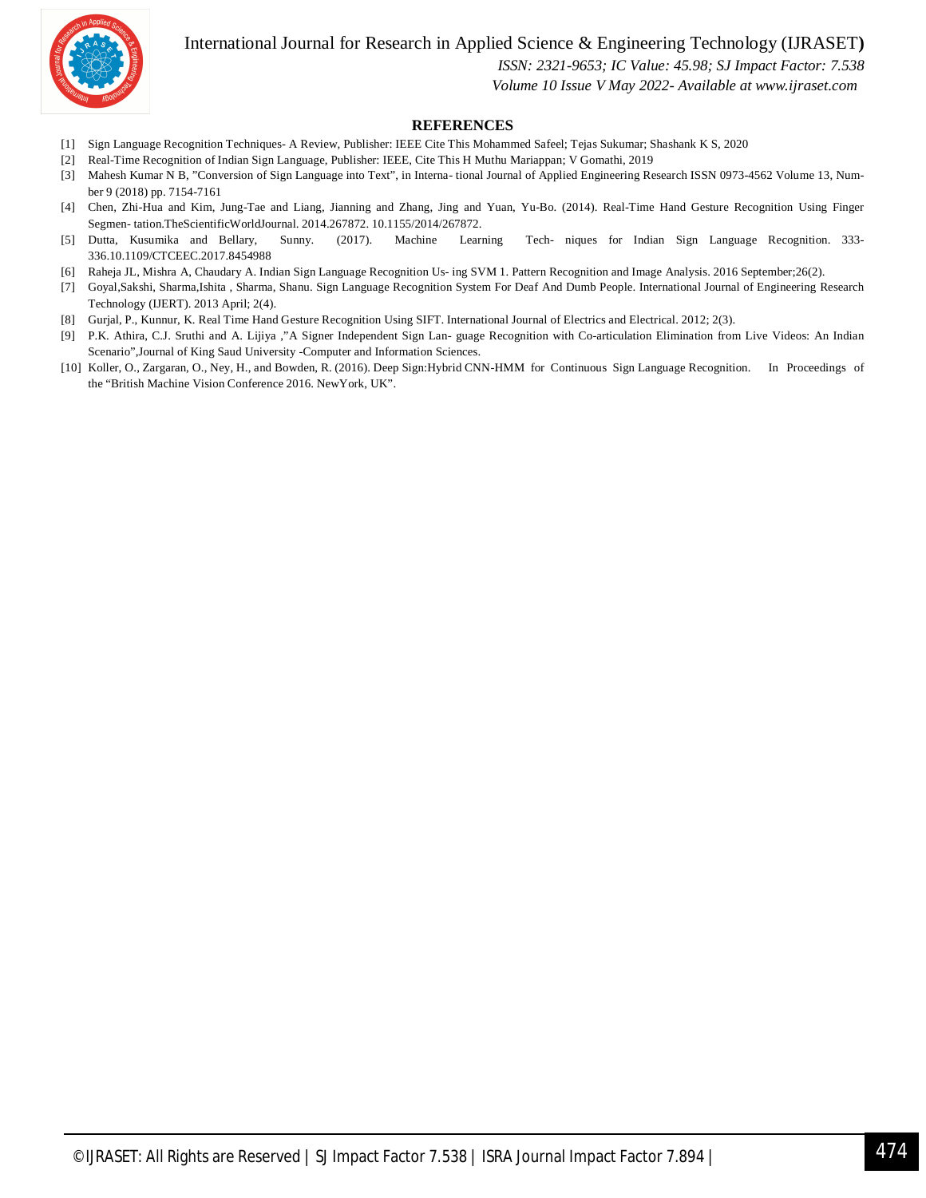## REFERENCES

[1] Sign Language Recognition Techniques- A Review, Publisher: IEEE Cite This Mohammed Safeel; Tejas Sukumar; Shashank K S, 2020

[2] Real-Time Recognition of Indian Sign Language, Publisher: IEEE, Cite This H Muthu Mariappan; V Gomathi, 2019

[3] Mahesh Kumar N B, "Conversion of Sign Language into Text", in Interna- tional Journal of Applied Engineering Research ISSN 0973-4562 Volume 13, Num- ber 9 (2018) pp. 7154-7161

[4] Chen, Zhi-Hua and Kim, Jung-Tae and Liang, Jianning and Zhang, Jing and Yuan, Yu-Bo. (2014). Real-Time Hand Gesture Recognition Using Finger Segmen- tation.TheScientificWorldJournal. 2014.267872. 10.1155/2014/267872.

[5] Dutta, Kusumika and Bellary, Sunny. (2017). Machine Learning Tech- niques for Indian Sign Language Recognition. 333-336.10.1109/CTCEEC.2017.8454988

[6] Raheja JL, Mishra A, Chaudary A. Indian Sign Language Recognition Us- ing SVM 1. Pattern Recognition and Image Analysis. 2016 September;26(2).

[7] Goyal,Sakshi, Sharma,Ishita , Sharma, Shanu. Sign Language Recognition System For Deaf And Dumb People. International Journal of Engineering Research Technology (IJERT). 2013 April; 2(4).

[8] Gurjal, P., Kunnur, K. Real Time Hand Gesture Recognition Using SIFT. International Journal of Electrics and Electrical. 2012; 2(3).

[9] P.K. Athira, C.J. Sruthi and A. Lijiya ,"A Signer Independent Sign Lan- guage Recognition with Co-articulation Elimination from Live Videos: An Indian Scenario",Journal of King Saud University -Computer and Information Sciences.

[10] Koller, O., Zargaran, O., Ney, H., and Bowden, R. (2016). Deep Sign:Hybrid CNN-HMM for Continuous Sign Language Recognition. In Proceedings of the "British Machine Vision Conference 2016. NewYork, UK".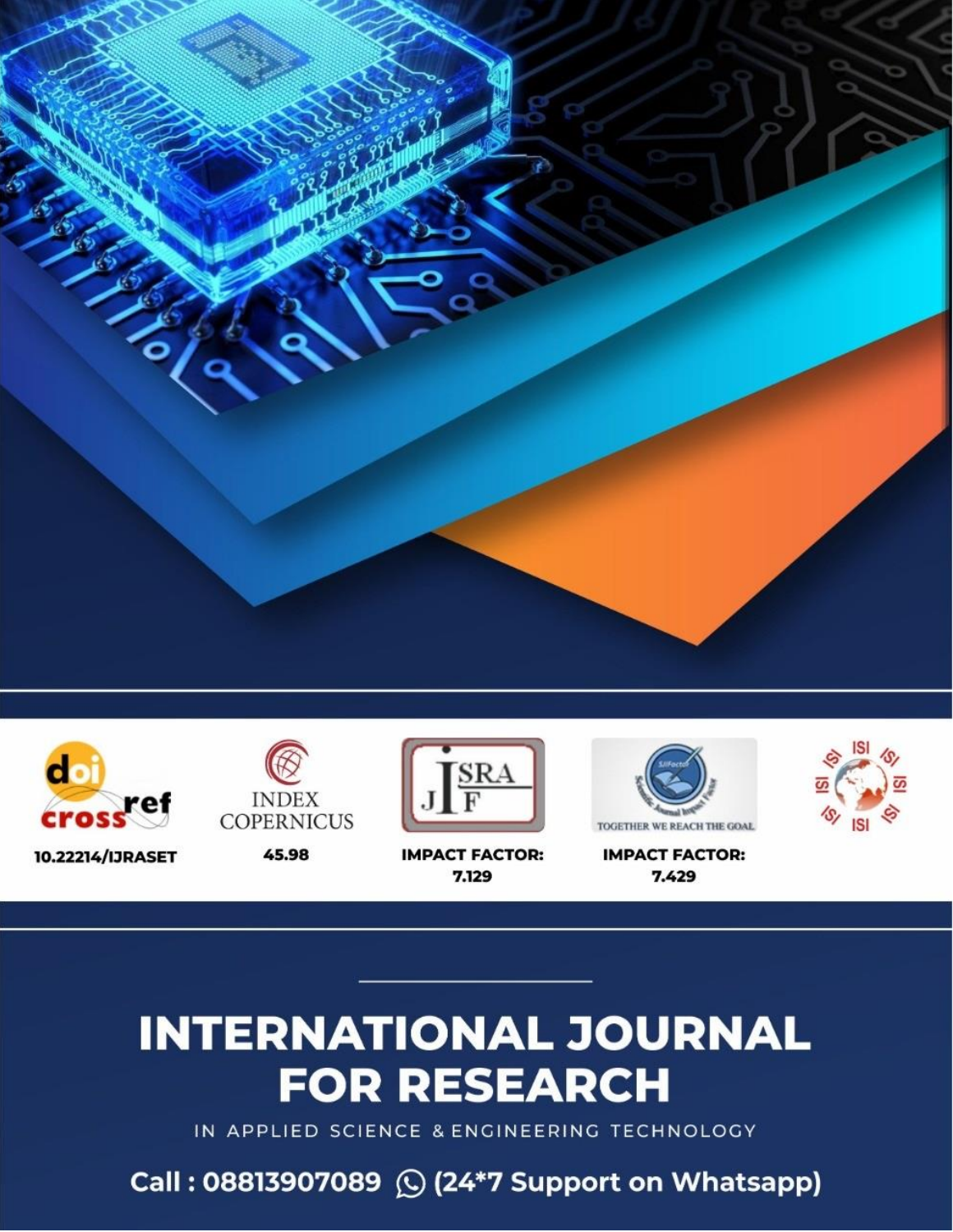10.22214/IJRASET

INDEX COPERNICUS

45.98

IMPACT FACTOR: 7.129

IMPACT FACTOR: 7.429

# INTERNATIONAL JOURNAL FOR RESEARCH

IN APPLIED SCIENCE & ENGINEERING TECHNOLOGY

Call : 08813907089 (24*7 Support on Whatsapp)